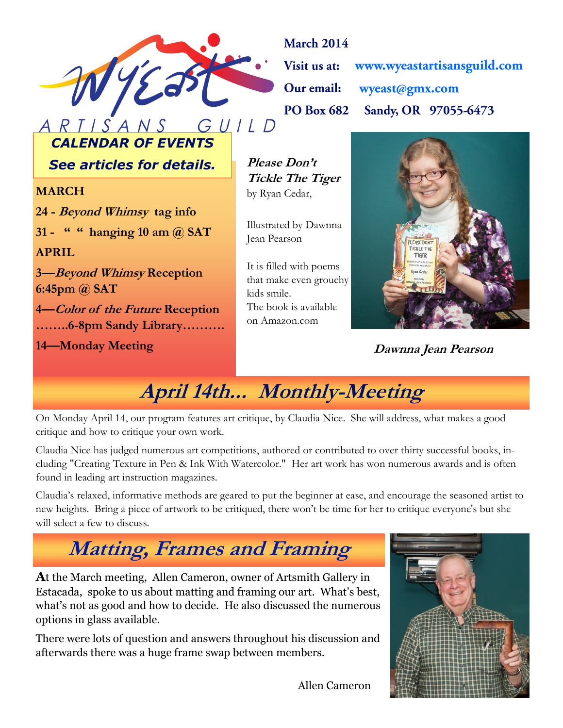# WyEast ARTISANS GUILD

**March 2014**

**Visit us at:** **www.wyeastartisansguild.com**

**Our email:** **wyeast@gmx.com**

**PO Box 682 Sandy, OR 97055-6473**

**CALENDAR OF EVENTS**

***See articles for details.***

**MARCH**

**24 - *Beyond Whimsy* tag info**

**31 - " " hanging 10 am @ SAT**

**APRIL**

**3—*Beyond Whimsy* Reception 6:45pm @ SAT**

**4—*Color of the Future* Reception ……..6-8pm Sandy Library……….**

**14—Monday Meeting**

***Please Don't Tickle The Tiger***
by Ryan Cedar,

Illustrated by Dawnna Jean Pearson

It is filled with poems that make even grouchy kids smile.
The book is available on Amazon.com

***Dawnna Jean Pearson***

## *April 14th... Monthly-Meeting*

On Monday April 14, our program features art critique, by Claudia Nice. She will address, what makes a good critique and how to critique your own work.

Claudia Nice has judged numerous art competitions, authored or contributed to over thirty successful books, including "Creating Texture in Pen & Ink With Watercolor." Her art work has won numerous awards and is often found in leading art instruction magazines.

Claudia's relaxed, informative methods are geared to put the beginner at ease, and encourage the seasoned artist to new heights. Bring a piece of artwork to be critiqued, there won't be time for her to critique everyone's but she will select a few to discuss.

## *Matting, Frames and Framing*

**A**t the March meeting, Allen Cameron, owner of Artsmith Gallery in Estacada, spoke to us about matting and framing our art. What's best, what's not as good and how to decide. He also discussed the numerous options in glass available.

There were lots of question and answers throughout his discussion and afterwards there was a huge frame swap between members.

Allen Cameron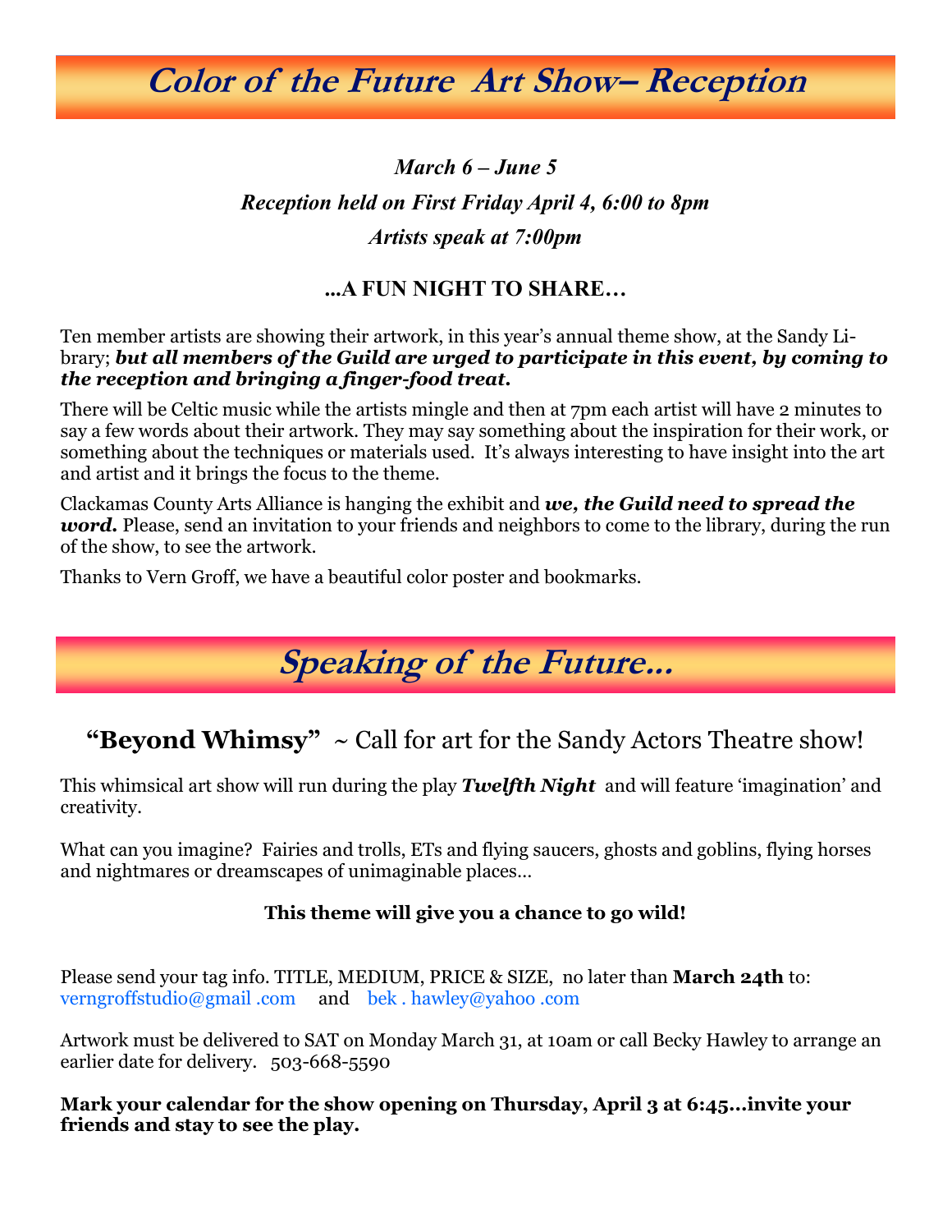# Color of the Future Art Show– Reception

*March 6 – June 5*

*Reception held on First Friday April 4, 6:00 to 8pm*

*Artists speak at 7:00pm*

**...A FUN NIGHT TO SHARE…**

Ten member artists are showing their artwork, in this year's annual theme show, at the Sandy Library; ***but all members of the Guild are urged to participate in this event, by coming to the reception and bringing a finger-food treat.***

There will be Celtic music while the artists mingle and then at 7pm each artist will have 2 minutes to say a few words about their artwork. They may say something about the inspiration for their work, or something about the techniques or materials used. It's always interesting to have insight into the art and artist and it brings the focus to the theme.

Clackamas County Arts Alliance is hanging the exhibit and ***we, the Guild need to spread the word.*** Please, send an invitation to your friends and neighbors to come to the library, during the run of the show, to see the artwork.

Thanks to Vern Groff, we have a beautiful color poster and bookmarks.

# Speaking of the Future...

## "Beyond Whimsy" ~ Call for art for the Sandy Actors Theatre show!

This whimsical art show will run during the play ***Twelfth Night*** and will feature 'imagination' and creativity.

What can you imagine? Fairies and trolls, ETs and flying saucers, ghosts and goblins, flying horses and nightmares or dreamscapes of unimaginable places…

**This theme will give you a chance to go wild!**

Please send your tag info. TITLE, MEDIUM, PRICE & SIZE, no later than **March 24th** to: verngroffstudio@gmail .com and bek . hawley@yahoo .com

Artwork must be delivered to SAT on Monday March 31, at 10am or call Becky Hawley to arrange an earlier date for delivery. 503-668-5590

**Mark your calendar for the show opening on Thursday, April 3 at 6:45…invite your friends and stay to see the play.**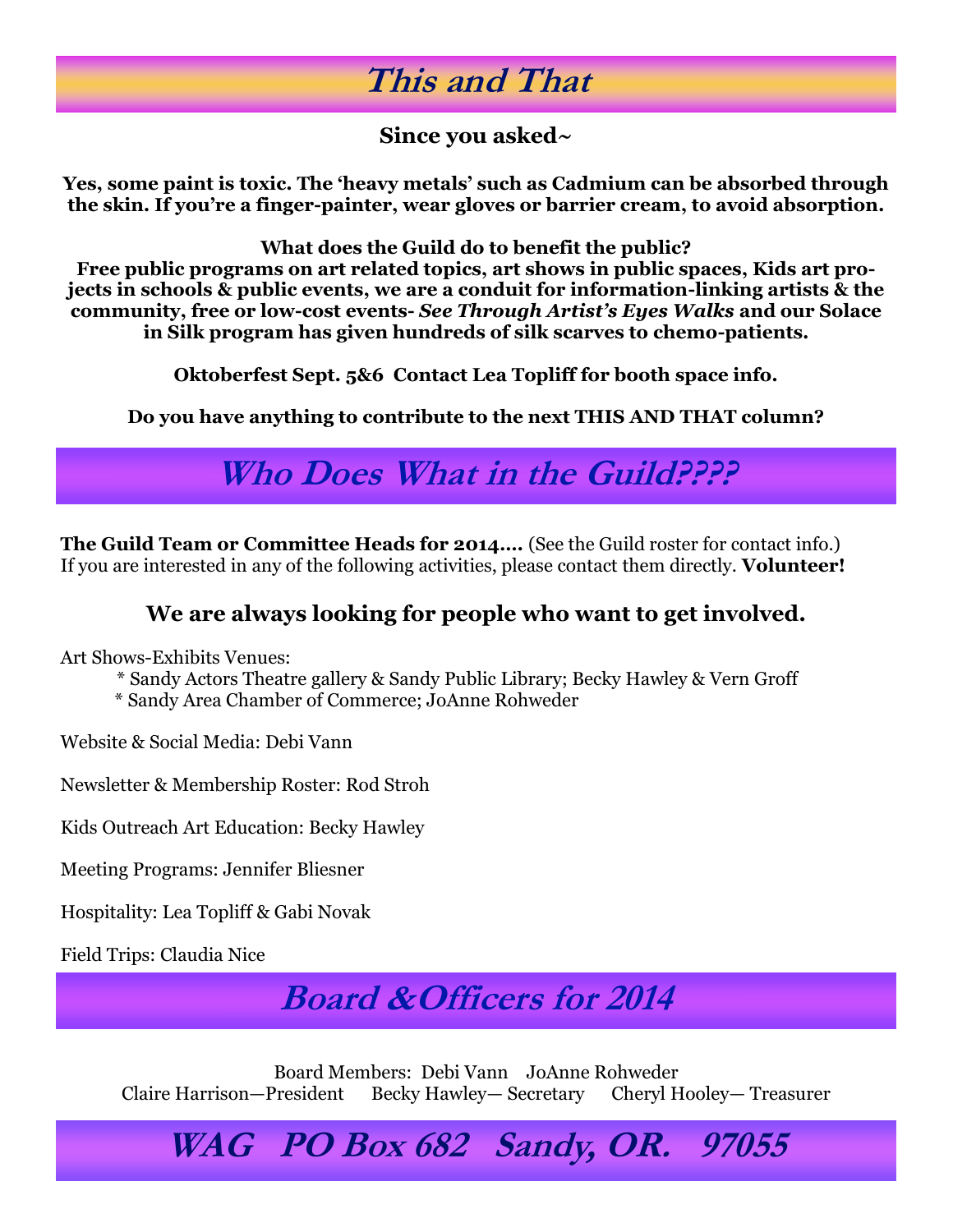# This and That

**Since you asked~**

**Yes, some paint is toxic. The 'heavy metals' such as Cadmium can be absorbed through the skin. If you're a finger-painter, wear gloves or barrier cream, to avoid absorption.**

**What does the Guild do to benefit the public?**
**Free public programs on art related topics, art shows in public spaces, Kids art projects in schools & public events, we are a conduit for information-linking artists & the community, free or low-cost events-** ***See Through Artist's Eyes Walks*** **and our Solace in Silk program has given hundreds of silk scarves to chemo-patients.**

**Oktoberfest Sept. 5&6 Contact Lea Topliff for booth space info.**

**Do you have anything to contribute to the next THIS AND THAT column?**

# Who Does What in the Guild????

**The Guild Team or Committee Heads for 2014….** (See the Guild roster for contact info.) If you are interested in any of the following activities, please contact them directly. **Volunteer!**

### We are always looking for people who want to get involved.

Art Shows-Exhibits Venues:
* Sandy Actors Theatre gallery & Sandy Public Library; Becky Hawley & Vern Groff
* Sandy Area Chamber of Commerce; JoAnne Rohweder

Website & Social Media: Debi Vann

Newsletter & Membership Roster: Rod Stroh

Kids Outreach Art Education: Becky Hawley

Meeting Programs: Jennifer Bliesner

Hospitality: Lea Topliff & Gabi Novak

Field Trips: Claudia Nice

# Board &Officers for 2014

Board Members: Debi Vann JoAnne Rohweder
Claire Harrison—President Becky Hawley— Secretary Cheryl Hooley— Treasurer

# WAG PO Box 682 Sandy, OR. 97055